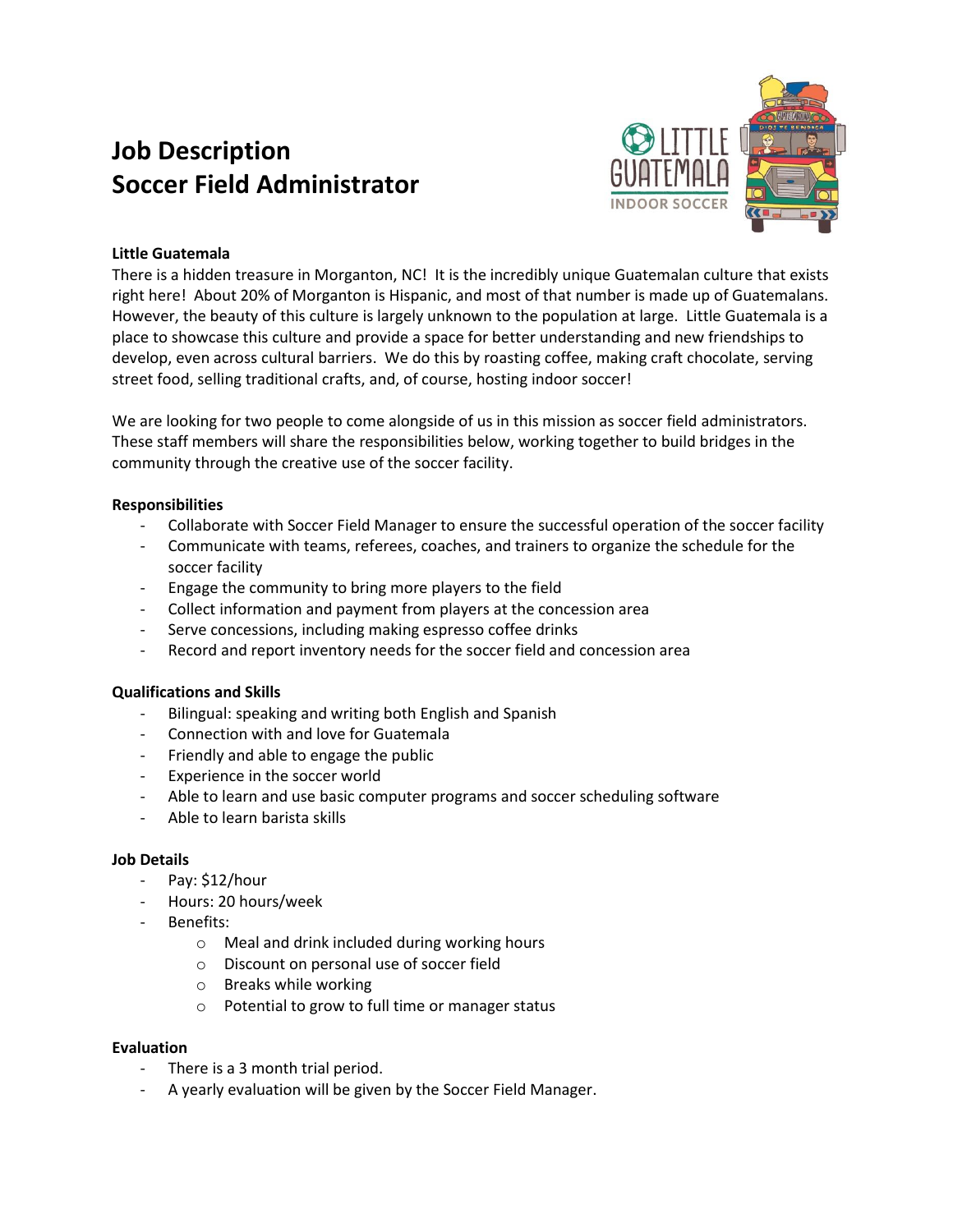# Job Description
# Soccer Field Administrator

### Little Guatemala

There is a hidden treasure in Morganton, NC! It is the incredibly unique Guatemalan culture that exists right here! About 20% of Morganton is Hispanic, and most of that number is made up of Guatemalans. However, the beauty of this culture is largely unknown to the population at large. Little Guatemala is a place to showcase this culture and provide a space for better understanding and new friendships to develop, even across cultural barriers. We do this by roasting coffee, making craft chocolate, serving street food, selling traditional crafts, and, of course, hosting indoor soccer!

We are looking for two people to come alongside of us in this mission as soccer field administrators. These staff members will share the responsibilities below, working together to build bridges in the community through the creative use of the soccer facility.

### Responsibilities

- Collaborate with Soccer Field Manager to ensure the successful operation of the soccer facility
- Communicate with teams, referees, coaches, and trainers to organize the schedule for the soccer facility
- Engage the community to bring more players to the field
- Collect information and payment from players at the concession area
- Serve concessions, including making espresso coffee drinks
- Record and report inventory needs for the soccer field and concession area

### Qualifications and Skills

- Bilingual: speaking and writing both English and Spanish
- Connection with and love for Guatemala
- Friendly and able to engage the public
- Experience in the soccer world
- Able to learn and use basic computer programs and soccer scheduling software
- Able to learn barista skills

### Job Details

- Pay: $12/hour
- Hours: 20 hours/week
- Benefits:
  - Meal and drink included during working hours
  - Discount on personal use of soccer field
  - Breaks while working
  - Potential to grow to full time or manager status

### Evaluation

- There is a 3 month trial period.
- A yearly evaluation will be given by the Soccer Field Manager.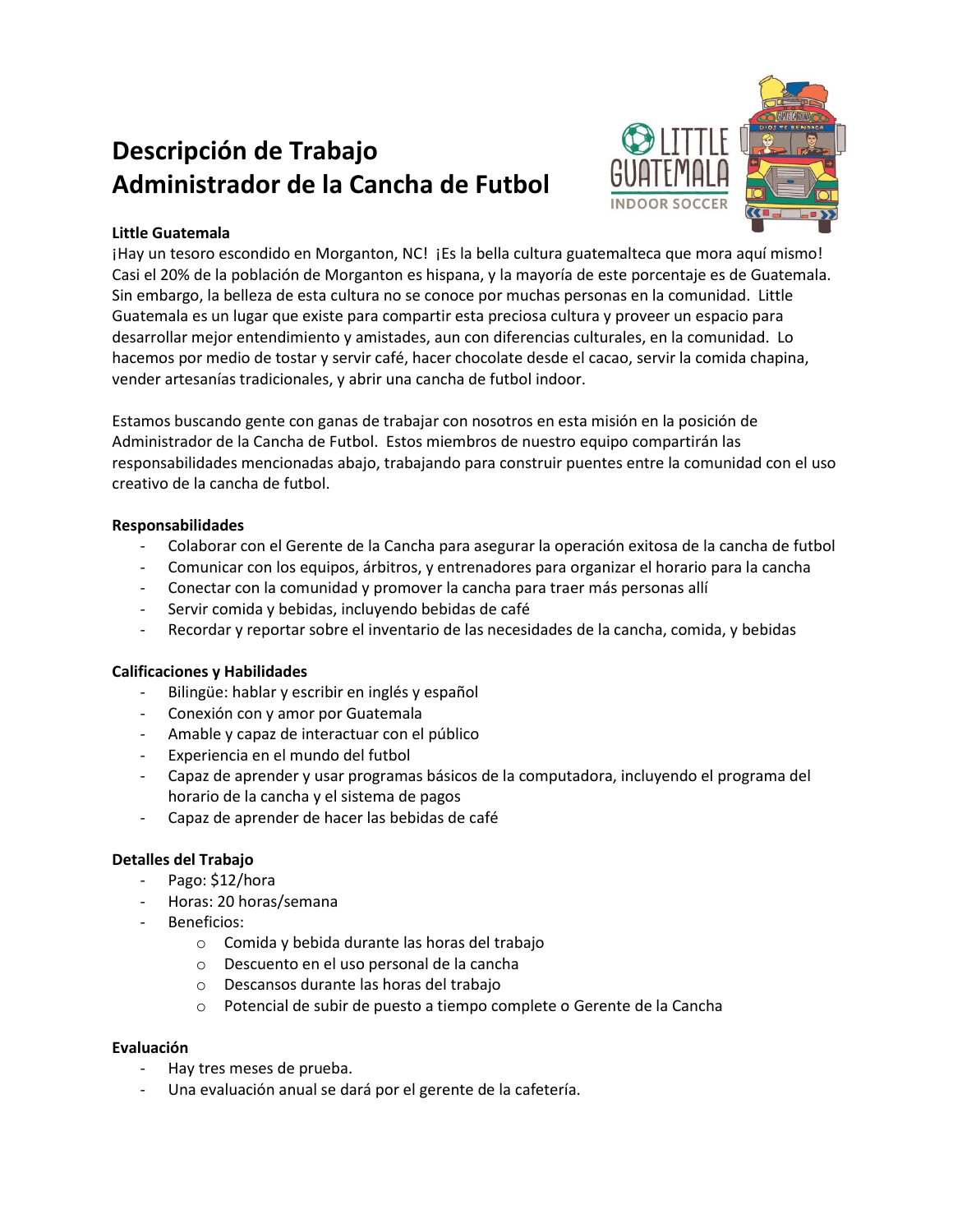# Descripción de Trabajo
# Administrador de la Cancha de Futbol

**Little Guatemala**

¡Hay un tesoro escondido en Morganton, NC! ¡Es la bella cultura guatemalteca que mora aquí mismo! Casi el 20% de la población de Morganton es hispana, y la mayoría de este porcentaje es de Guatemala. Sin embargo, la belleza de esta cultura no se conoce por muchas personas en la comunidad. Little Guatemala es un lugar que existe para compartir esta preciosa cultura y proveer un espacio para desarrollar mejor entendimiento y amistades, aun con diferencias culturales, en la comunidad. Lo hacemos por medio de tostar y servir café, hacer chocolate desde el cacao, servir la comida chapina, vender artesanías tradicionales, y abrir una cancha de futbol indoor.

Estamos buscando gente con ganas de trabajar con nosotros en esta misión en la posición de Administrador de la Cancha de Futbol. Estos miembros de nuestro equipo compartirán las responsabilidades mencionadas abajo, trabajando para construir puentes entre la comunidad con el uso creativo de la cancha de futbol.

**Responsabilidades**

- Colaborar con el Gerente de la Cancha para asegurar la operación exitosa de la cancha de futbol
- Comunicar con los equipos, árbitros, y entrenadores para organizar el horario para la cancha
- Conectar con la comunidad y promover la cancha para traer más personas allí
- Servir comida y bebidas, incluyendo bebidas de café
- Recordar y reportar sobre el inventario de las necesidades de la cancha, comida, y bebidas

**Calificaciones y Habilidades**

- Bilingüe: hablar y escribir en inglés y español
- Conexión con y amor por Guatemala
- Amable y capaz de interactuar con el público
- Experiencia en el mundo del futbol
- Capaz de aprender y usar programas básicos de la computadora, incluyendo el programa del horario de la cancha y el sistema de pagos
- Capaz de aprender de hacer las bebidas de café

**Detalles del Trabajo**

- Pago: $12/hora
- Horas: 20 horas/semana
- Beneficios:
  - Comida y bebida durante las horas del trabajo
  - Descuento en el uso personal de la cancha
  - Descansos durante las horas del trabajo
  - Potencial de subir de puesto a tiempo complete o Gerente de la Cancha

**Evaluación**

- Hay tres meses de prueba.
- Una evaluación anual se dará por el gerente de la cafetería.